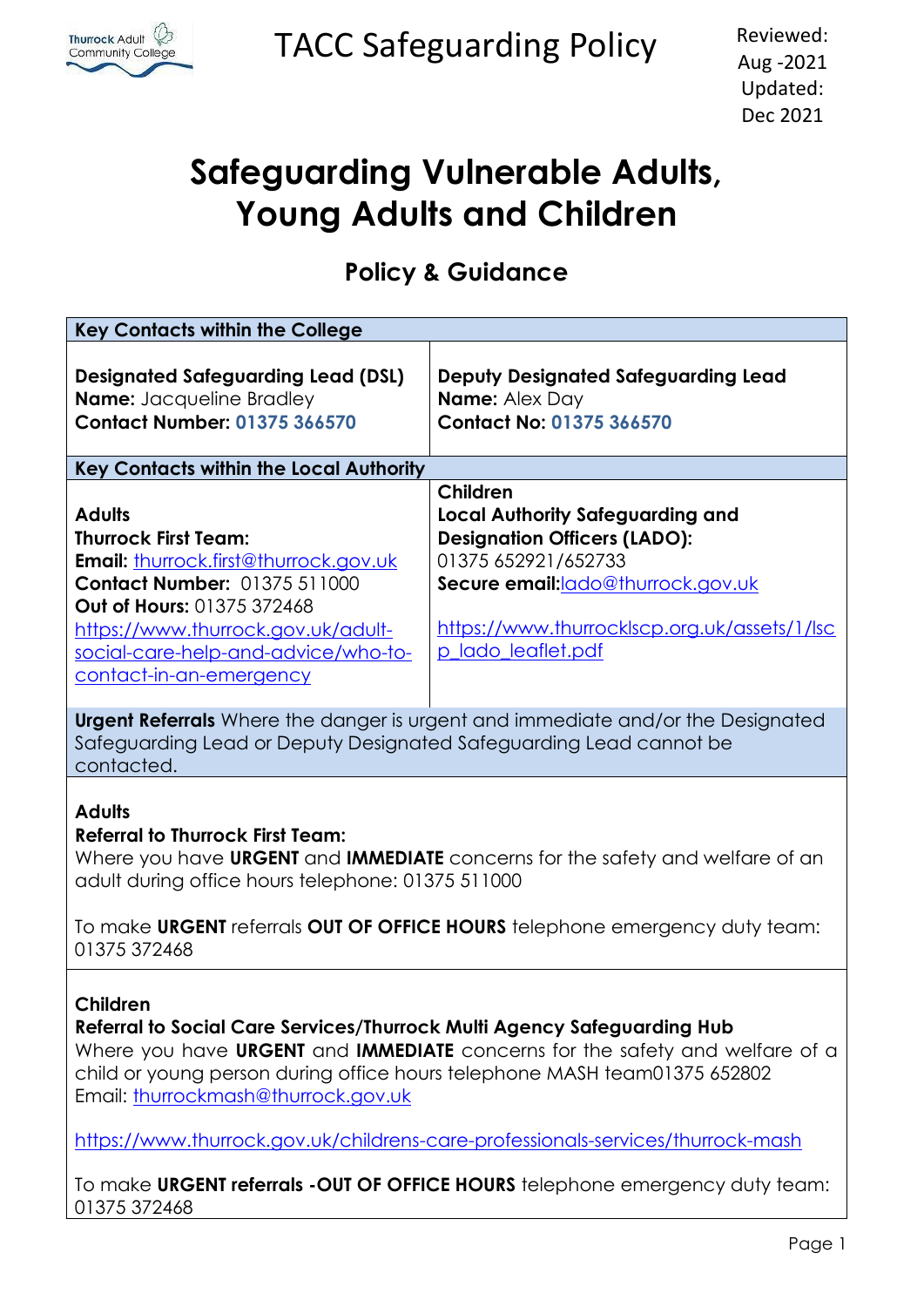# TACC Safeguarding Policy

Reviewed: Aug -2021
Updated: Dec 2021

# Safeguarding Vulnerable Adults, Young Adults and Children

## Policy & Guidance

| **Key Contacts within the College** | |
|---|---|
| **Designated Safeguarding Lead (DSL)**<br>**Name:** Jacqueline Bradley<br>**Contact Number: 01375 366570** | **Deputy Designated Safeguarding Lead**<br>**Name:** Alex Day<br>**Contact No: 01375 366570** |
| **Key Contacts within the Local Authority** | |
| **Adults**<br>**Thurrock First Team:**<br>**Email:** thurrock.first@thurrock.gov.uk<br>**Contact Number:** 01375 511000<br>**Out of Hours:** 01375 372468<br>https://www.thurrock.gov.uk/adult-social-care-help-and-advice/who-to-contact-in-an-emergency | **Children**<br>**Local Authority Safeguarding and Designation Officers (LADO):**<br>01375 652921/652733<br>**Secure email:** lado@thurrock.gov.uk<br>https://www.thurrocklscp.org.uk/assets/1/lscp_lado_leaflet.pdf |
| **Urgent Referrals** Where the danger is urgent and immediate and/or the Designated Safeguarding Lead or Deputy Designated Safeguarding Lead cannot be contacted. | |
| **Adults**<br>**Referral to Thurrock First Team:**<br>Where you have **URGENT** and **IMMEDIATE** concerns for the safety and welfare of an adult during office hours telephone: 01375 511000<br><br>To make **URGENT** referrals **OUT OF OFFICE HOURS** telephone emergency duty team: 01375 372468 | |
| **Children**<br>**Referral to Social Care Services/Thurrock Multi Agency Safeguarding Hub**<br>Where you have **URGENT** and **IMMEDIATE** concerns for the safety and welfare of a child or young person during office hours telephone MASH team01375 652802<br>Email: thurrockmash@thurrock.gov.uk<br><br>https://www.thurrock.gov.uk/childrens-care-professionals-services/thurrock-mash<br><br>To make **URGENT referrals -OUT OF OFFICE HOURS** telephone emergency duty team: 01375 372468 | |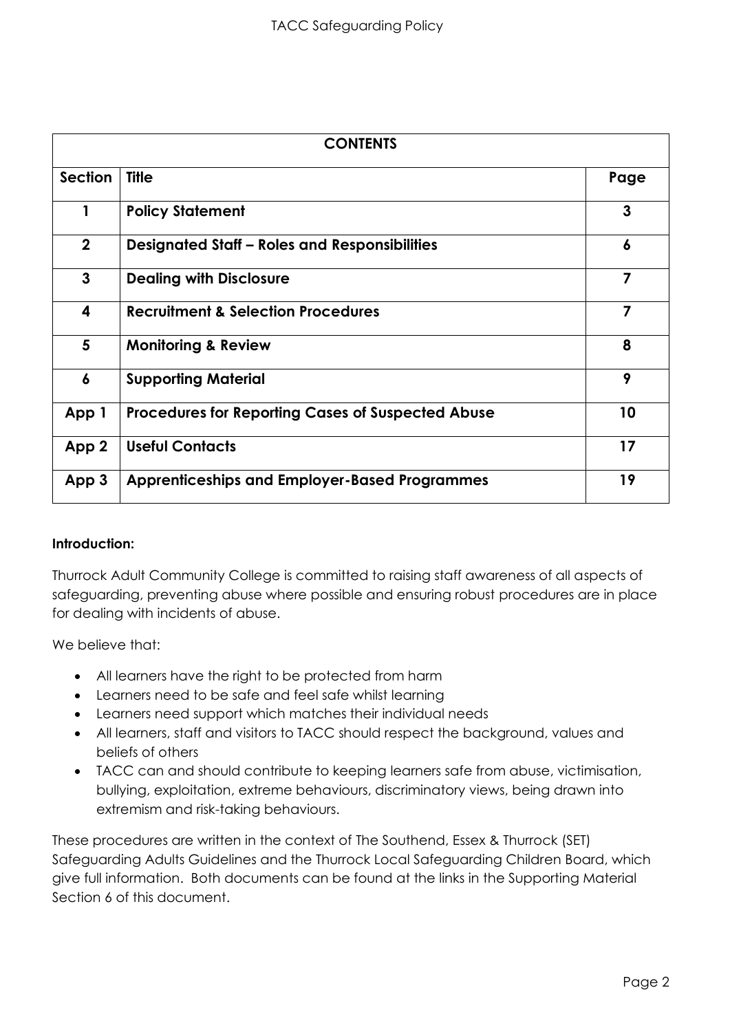| CONTENTS | | |
|---|---|---|
| **Section** | **Title** | **Page** |
| **1** | **Policy Statement** | **3** |
| **2** | **Designated Staff – Roles and Responsibilities** | **6** |
| **3** | **Dealing with Disclosure** | **7** |
| **4** | **Recruitment & Selection Procedures** | **7** |
| **5** | **Monitoring & Review** | **8** |
| **6** | **Supporting Material** | **9** |
| **App 1** | **Procedures for Reporting Cases of Suspected Abuse** | **10** |
| **App 2** | **Useful Contacts** | **17** |
| **App 3** | **Apprenticeships and Employer-Based Programmes** | **19** |

**Introduction:**

Thurrock Adult Community College is committed to raising staff awareness of all aspects of safeguarding, preventing abuse where possible and ensuring robust procedures are in place for dealing with incidents of abuse.

We believe that:

- All learners have the right to be protected from harm
- Learners need to be safe and feel safe whilst learning
- Learners need support which matches their individual needs
- All learners, staff and visitors to TACC should respect the background, values and beliefs of others
- TACC can and should contribute to keeping learners safe from abuse, victimisation, bullying, exploitation, extreme behaviours, discriminatory views, being drawn into extremism and risk-taking behaviours.

These procedures are written in the context of The Southend, Essex & Thurrock (SET) Safeguarding Adults Guidelines and the Thurrock Local Safeguarding Children Board, which give full information. Both documents can be found at the links in the Supporting Material Section 6 of this document.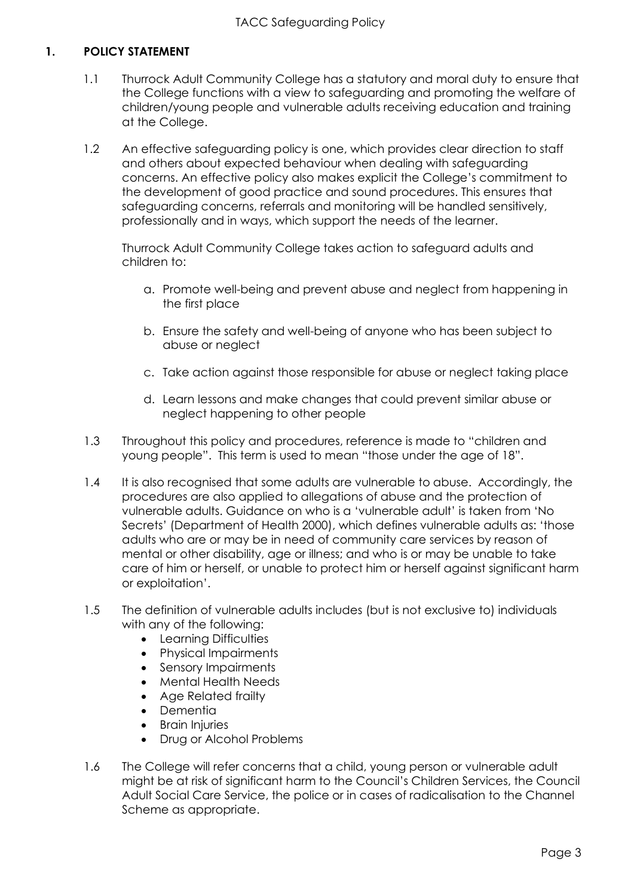## 1. POLICY STATEMENT

1.1 Thurrock Adult Community College has a statutory and moral duty to ensure that the College functions with a view to safeguarding and promoting the welfare of children/young people and vulnerable adults receiving education and training at the College.

1.2 An effective safeguarding policy is one, which provides clear direction to staff and others about expected behaviour when dealing with safeguarding concerns. An effective policy also makes explicit the College's commitment to the development of good practice and sound procedures. This ensures that safeguarding concerns, referrals and monitoring will be handled sensitively, professionally and in ways, which support the needs of the learner.

Thurrock Adult Community College takes action to safeguard adults and children to:

a. Promote well-being and prevent abuse and neglect from happening in the first place

b. Ensure the safety and well-being of anyone who has been subject to abuse or neglect

c. Take action against those responsible for abuse or neglect taking place

d. Learn lessons and make changes that could prevent similar abuse or neglect happening to other people

1.3 Throughout this policy and procedures, reference is made to "children and young people". This term is used to mean "those under the age of 18".

1.4 It is also recognised that some adults are vulnerable to abuse. Accordingly, the procedures are also applied to allegations of abuse and the protection of vulnerable adults. Guidance on who is a 'vulnerable adult' is taken from 'No Secrets' (Department of Health 2000), which defines vulnerable adults as: 'those adults who are or may be in need of community care services by reason of mental or other disability, age or illness; and who is or may be unable to take care of him or herself, or unable to protect him or herself against significant harm or exploitation'.

1.5 The definition of vulnerable adults includes (but is not exclusive to) individuals with any of the following:

- Learning Difficulties
- Physical Impairments
- Sensory Impairments
- Mental Health Needs
- Age Related frailty
- Dementia
- Brain Injuries
- Drug or Alcohol Problems

1.6 The College will refer concerns that a child, young person or vulnerable adult might be at risk of significant harm to the Council's Children Services, the Council Adult Social Care Service, the police or in cases of radicalisation to the Channel Scheme as appropriate.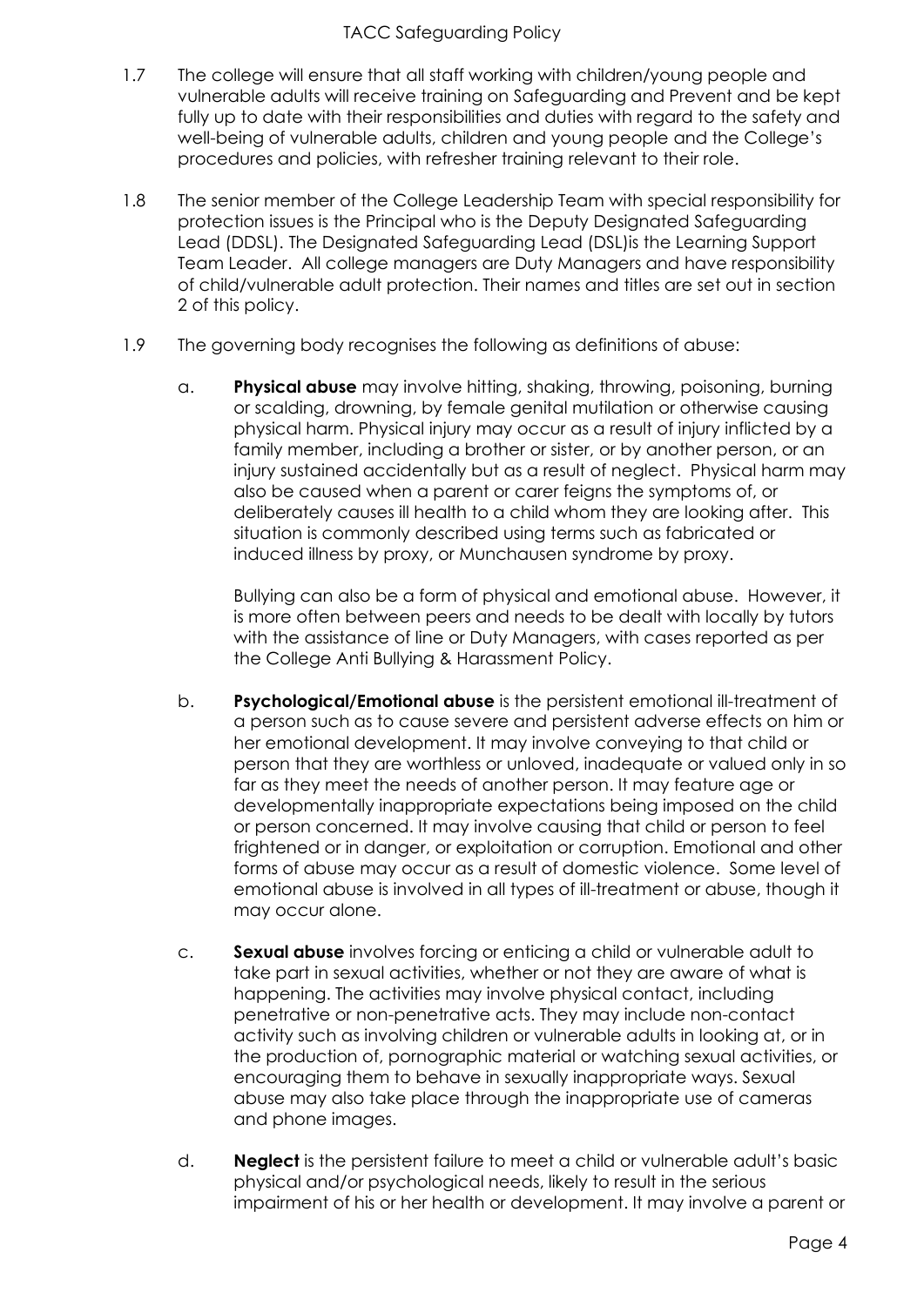1.7 The college will ensure that all staff working with children/young people and vulnerable adults will receive training on Safeguarding and Prevent and be kept fully up to date with their responsibilities and duties with regard to the safety and well-being of vulnerable adults, children and young people and the College's procedures and policies, with refresher training relevant to their role.

1.8 The senior member of the College Leadership Team with special responsibility for protection issues is the Principal who is the Deputy Designated Safeguarding Lead (DDSL). The Designated Safeguarding Lead (DSL)is the Learning Support Team Leader. All college managers are Duty Managers and have responsibility of child/vulnerable adult protection. Their names and titles are set out in section 2 of this policy.

1.9 The governing body recognises the following as definitions of abuse:

a. **Physical abuse** may involve hitting, shaking, throwing, poisoning, burning or scalding, drowning, by female genital mutilation or otherwise causing physical harm. Physical injury may occur as a result of injury inflicted by a family member, including a brother or sister, or by another person, or an injury sustained accidentally but as a result of neglect. Physical harm may also be caused when a parent or carer feigns the symptoms of, or deliberately causes ill health to a child whom they are looking after. This situation is commonly described using terms such as fabricated or induced illness by proxy, or Munchausen syndrome by proxy.

   Bullying can also be a form of physical and emotional abuse. However, it is more often between peers and needs to be dealt with locally by tutors with the assistance of line or Duty Managers, with cases reported as per the College Anti Bullying & Harassment Policy.

b. **Psychological/Emotional abuse** is the persistent emotional ill-treatment of a person such as to cause severe and persistent adverse effects on him or her emotional development. It may involve conveying to that child or person that they are worthless or unloved, inadequate or valued only in so far as they meet the needs of another person. It may feature age or developmentally inappropriate expectations being imposed on the child or person concerned. It may involve causing that child or person to feel frightened or in danger, or exploitation or corruption. Emotional and other forms of abuse may occur as a result of domestic violence. Some level of emotional abuse is involved in all types of ill-treatment or abuse, though it may occur alone.

c. **Sexual abuse** involves forcing or enticing a child or vulnerable adult to take part in sexual activities, whether or not they are aware of what is happening. The activities may involve physical contact, including penetrative or non-penetrative acts. They may include non-contact activity such as involving children or vulnerable adults in looking at, or in the production of, pornographic material or watching sexual activities, or encouraging them to behave in sexually inappropriate ways. Sexual abuse may also take place through the inappropriate use of cameras and phone images.

d. **Neglect** is the persistent failure to meet a child or vulnerable adult's basic physical and/or psychological needs, likely to result in the serious impairment of his or her health or development. It may involve a parent or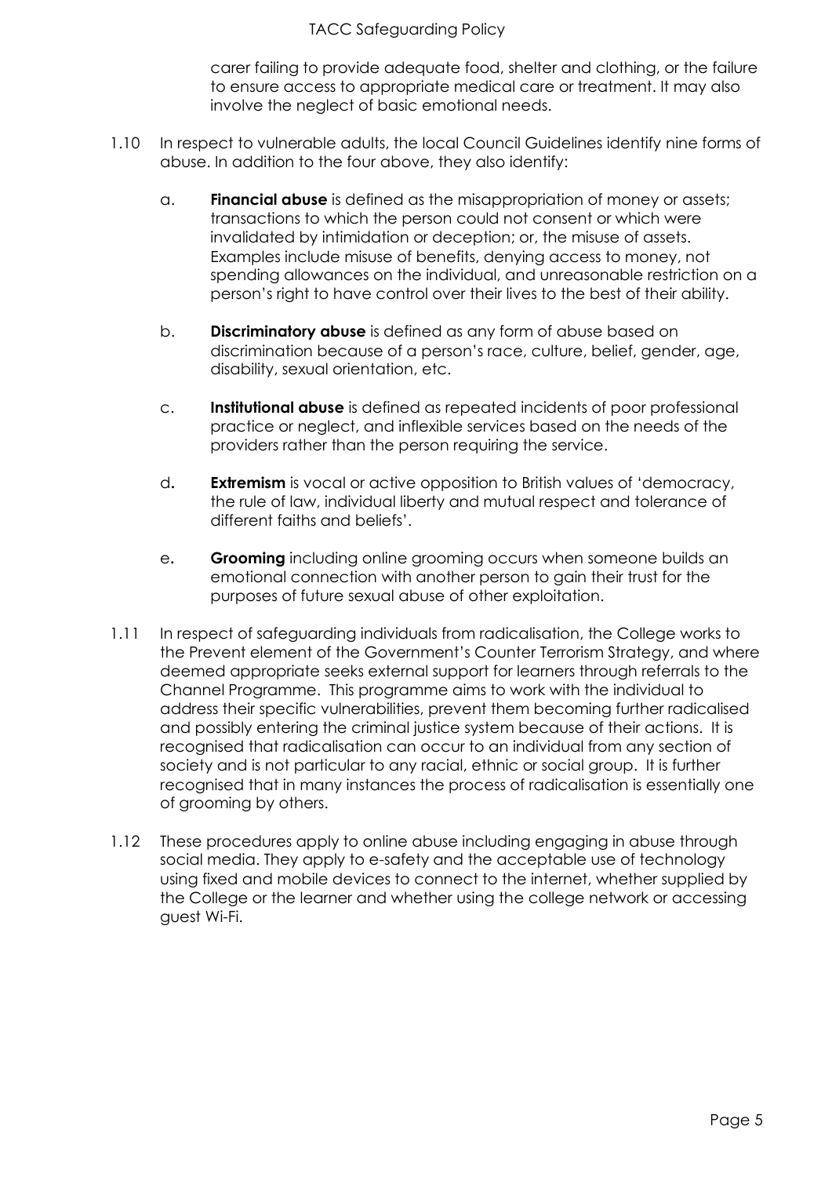carer failing to provide adequate food, shelter and clothing, or the failure to ensure access to appropriate medical care or treatment. It may also involve the neglect of basic emotional needs.

1.10 In respect to vulnerable adults, the local Council Guidelines identify nine forms of abuse. In addition to the four above, they also identify:

a. **Financial abuse** is defined as the misappropriation of money or assets; transactions to which the person could not consent or which were invalidated by intimidation or deception; or, the misuse of assets. Examples include misuse of benefits, denying access to money, not spending allowances on the individual, and unreasonable restriction on a person's right to have control over their lives to the best of their ability.

b. **Discriminatory abuse** is defined as any form of abuse based on discrimination because of a person's race, culture, belief, gender, age, disability, sexual orientation, etc.

c. **Institutional abuse** is defined as repeated incidents of poor professional practice or neglect, and inflexible services based on the needs of the providers rather than the person requiring the service.

d. **Extremism** is vocal or active opposition to British values of 'democracy, the rule of law, individual liberty and mutual respect and tolerance of different faiths and beliefs'.

e. **Grooming** including online grooming occurs when someone builds an emotional connection with another person to gain their trust for the purposes of future sexual abuse of other exploitation.

1.11 In respect of safeguarding individuals from radicalisation, the College works to the Prevent element of the Government's Counter Terrorism Strategy, and where deemed appropriate seeks external support for learners through referrals to the Channel Programme. This programme aims to work with the individual to address their specific vulnerabilities, prevent them becoming further radicalised and possibly entering the criminal justice system because of their actions. It is recognised that radicalisation can occur to an individual from any section of society and is not particular to any racial, ethnic or social group. It is further recognised that in many instances the process of radicalisation is essentially one of grooming by others.

1.12 These procedures apply to online abuse including engaging in abuse through social media. They apply to e-safety and the acceptable use of technology using fixed and mobile devices to connect to the internet, whether supplied by the College or the learner and whether using the college network or accessing guest Wi-Fi.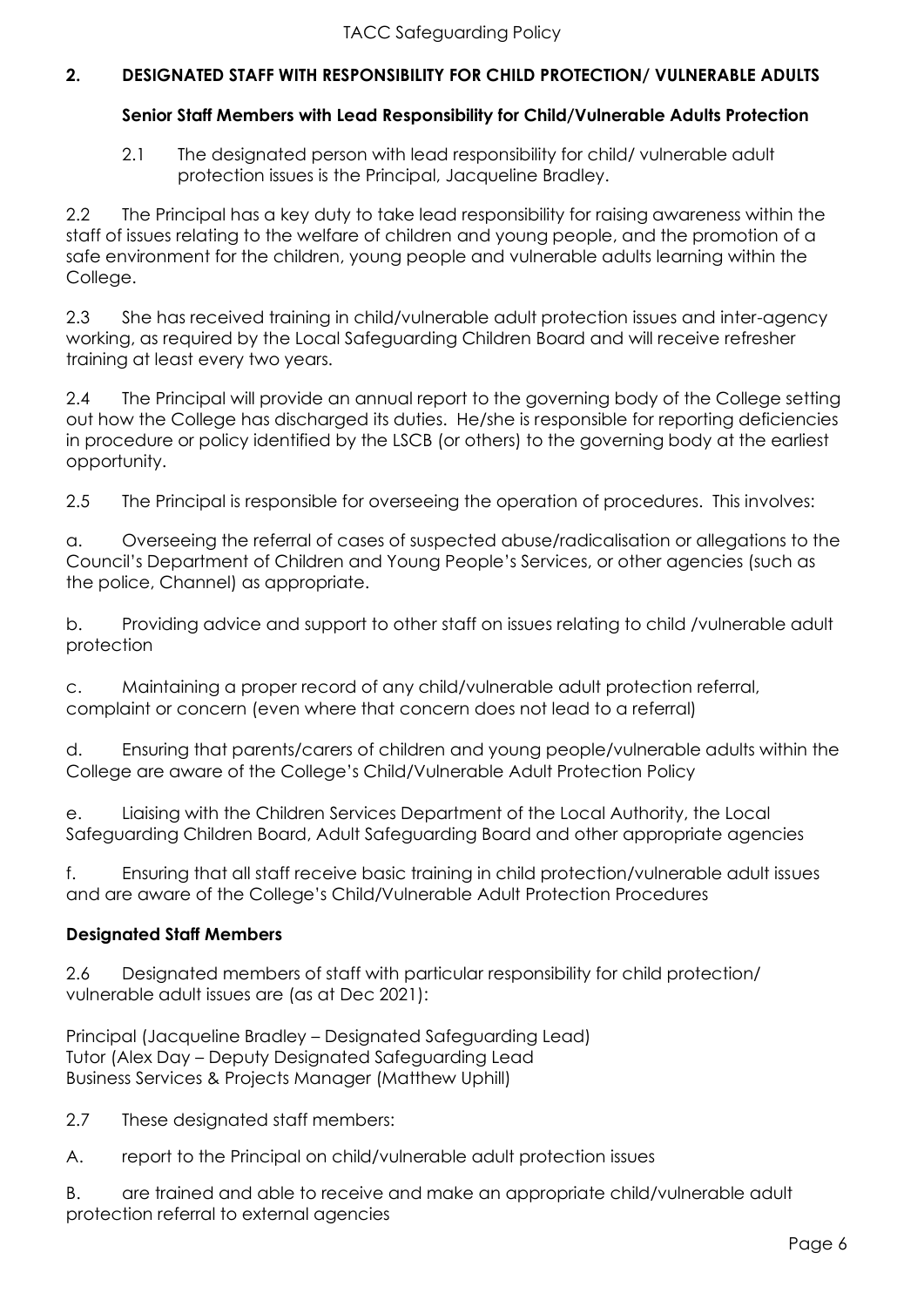## 2. DESIGNATED STAFF WITH RESPONSIBILITY FOR CHILD PROTECTION/ VULNERABLE ADULTS

### Senior Staff Members with Lead Responsibility for Child/Vulnerable Adults Protection

2.1 The designated person with lead responsibility for child/ vulnerable adult protection issues is the Principal, Jacqueline Bradley.

2.2 The Principal has a key duty to take lead responsibility for raising awareness within the staff of issues relating to the welfare of children and young people, and the promotion of a safe environment for the children, young people and vulnerable adults learning within the College.

2.3 She has received training in child/vulnerable adult protection issues and inter-agency working, as required by the Local Safeguarding Children Board and will receive refresher training at least every two years.

2.4 The Principal will provide an annual report to the governing body of the College setting out how the College has discharged its duties. He/she is responsible for reporting deficiencies in procedure or policy identified by the LSCB (or others) to the governing body at the earliest opportunity.

2.5 The Principal is responsible for overseeing the operation of procedures. This involves:

a. Overseeing the referral of cases of suspected abuse/radicalisation or allegations to the Council's Department of Children and Young People's Services, or other agencies (such as the police, Channel) as appropriate.

b. Providing advice and support to other staff on issues relating to child /vulnerable adult protection

c. Maintaining a proper record of any child/vulnerable adult protection referral, complaint or concern (even where that concern does not lead to a referral)

d. Ensuring that parents/carers of children and young people/vulnerable adults within the College are aware of the College's Child/Vulnerable Adult Protection Policy

e. Liaising with the Children Services Department of the Local Authority, the Local Safeguarding Children Board, Adult Safeguarding Board and other appropriate agencies

f. Ensuring that all staff receive basic training in child protection/vulnerable adult issues and are aware of the College's Child/Vulnerable Adult Protection Procedures

### Designated Staff Members

2.6 Designated members of staff with particular responsibility for child protection/ vulnerable adult issues are (as at Dec 2021):

Principal (Jacqueline Bradley – Designated Safeguarding Lead)
Tutor (Alex Day – Deputy Designated Safeguarding Lead
Business Services & Projects Manager (Matthew Uphill)

2.7 These designated staff members:

A. report to the Principal on child/vulnerable adult protection issues

B. are trained and able to receive and make an appropriate child/vulnerable adult protection referral to external agencies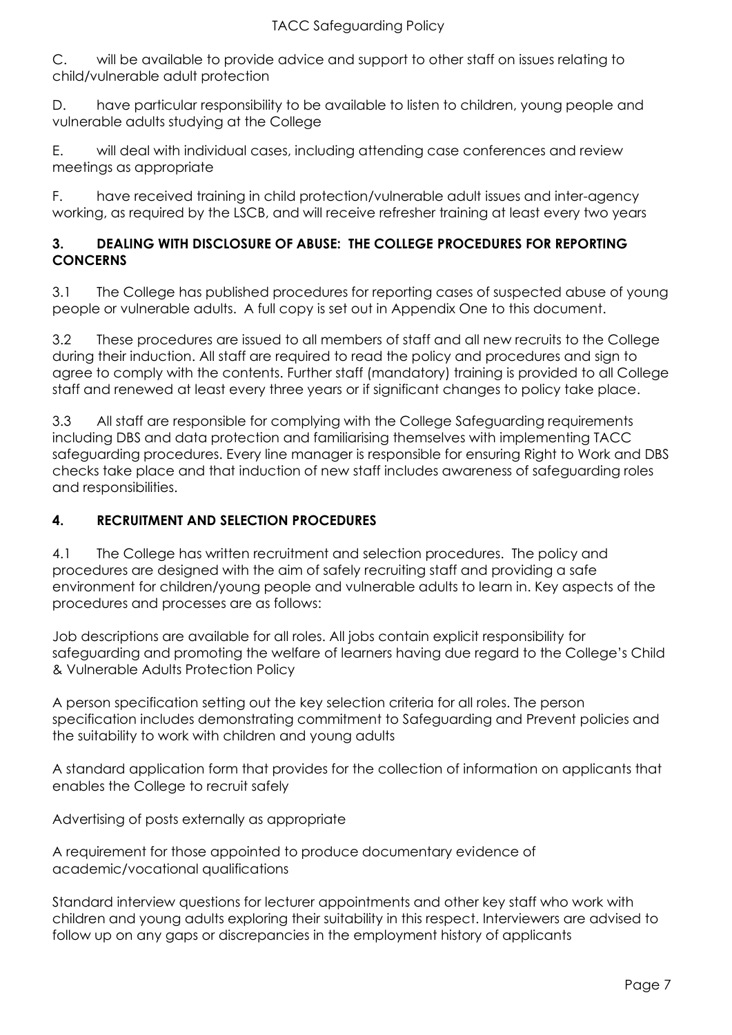C. will be available to provide advice and support to other staff on issues relating to child/vulnerable adult protection

D. have particular responsibility to be available to listen to children, young people and vulnerable adults studying at the College

E. will deal with individual cases, including attending case conferences and review meetings as appropriate

F. have received training in child protection/vulnerable adult issues and inter-agency working, as required by the LSCB, and will receive refresher training at least every two years

## 3. DEALING WITH DISCLOSURE OF ABUSE: THE COLLEGE PROCEDURES FOR REPORTING CONCERNS

3.1 The College has published procedures for reporting cases of suspected abuse of young people or vulnerable adults. A full copy is set out in Appendix One to this document.

3.2 These procedures are issued to all members of staff and all new recruits to the College during their induction. All staff are required to read the policy and procedures and sign to agree to comply with the contents. Further staff (mandatory) training is provided to all College staff and renewed at least every three years or if significant changes to policy take place.

3.3 All staff are responsible for complying with the College Safeguarding requirements including DBS and data protection and familiarising themselves with implementing TACC safeguarding procedures. Every line manager is responsible for ensuring Right to Work and DBS checks take place and that induction of new staff includes awareness of safeguarding roles and responsibilities.

## 4. RECRUITMENT AND SELECTION PROCEDURES

4.1 The College has written recruitment and selection procedures. The policy and procedures are designed with the aim of safely recruiting staff and providing a safe environment for children/young people and vulnerable adults to learn in. Key aspects of the procedures and processes are as follows:

Job descriptions are available for all roles. All jobs contain explicit responsibility for safeguarding and promoting the welfare of learners having due regard to the College's Child & Vulnerable Adults Protection Policy

A person specification setting out the key selection criteria for all roles. The person specification includes demonstrating commitment to Safeguarding and Prevent policies and the suitability to work with children and young adults

A standard application form that provides for the collection of information on applicants that enables the College to recruit safely

Advertising of posts externally as appropriate

A requirement for those appointed to produce documentary evidence of academic/vocational qualifications

Standard interview questions for lecturer appointments and other key staff who work with children and young adults exploring their suitability in this respect. Interviewers are advised to follow up on any gaps or discrepancies in the employment history of applicants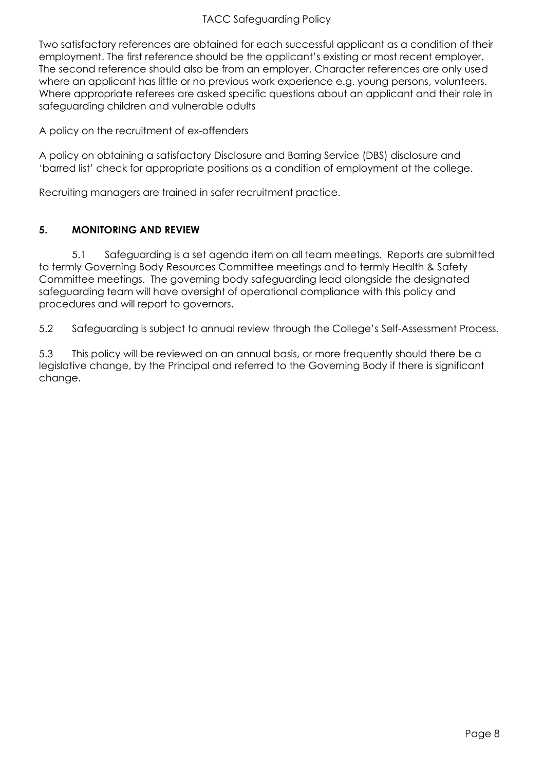Two satisfactory references are obtained for each successful applicant as a condition of their employment. The first reference should be the applicant's existing or most recent employer. The second reference should also be from an employer. Character references are only used where an applicant has little or no previous work experience e.g. young persons, volunteers. Where appropriate referees are asked specific questions about an applicant and their role in safeguarding children and vulnerable adults

A policy on the recruitment of ex-offenders

A policy on obtaining a satisfactory Disclosure and Barring Service (DBS) disclosure and 'barred list' check for appropriate positions as a condition of employment at the college.

Recruiting managers are trained in safer recruitment practice.

## 5. MONITORING AND REVIEW

5.1 Safeguarding is a set agenda item on all team meetings. Reports are submitted to termly Governing Body Resources Committee meetings and to termly Health & Safety Committee meetings. The governing body safeguarding lead alongside the designated safeguarding team will have oversight of operational compliance with this policy and procedures and will report to governors.

5.2 Safeguarding is subject to annual review through the College's Self-Assessment Process.

5.3 This policy will be reviewed on an annual basis, or more frequently should there be a legislative change, by the Principal and referred to the Governing Body if there is significant change.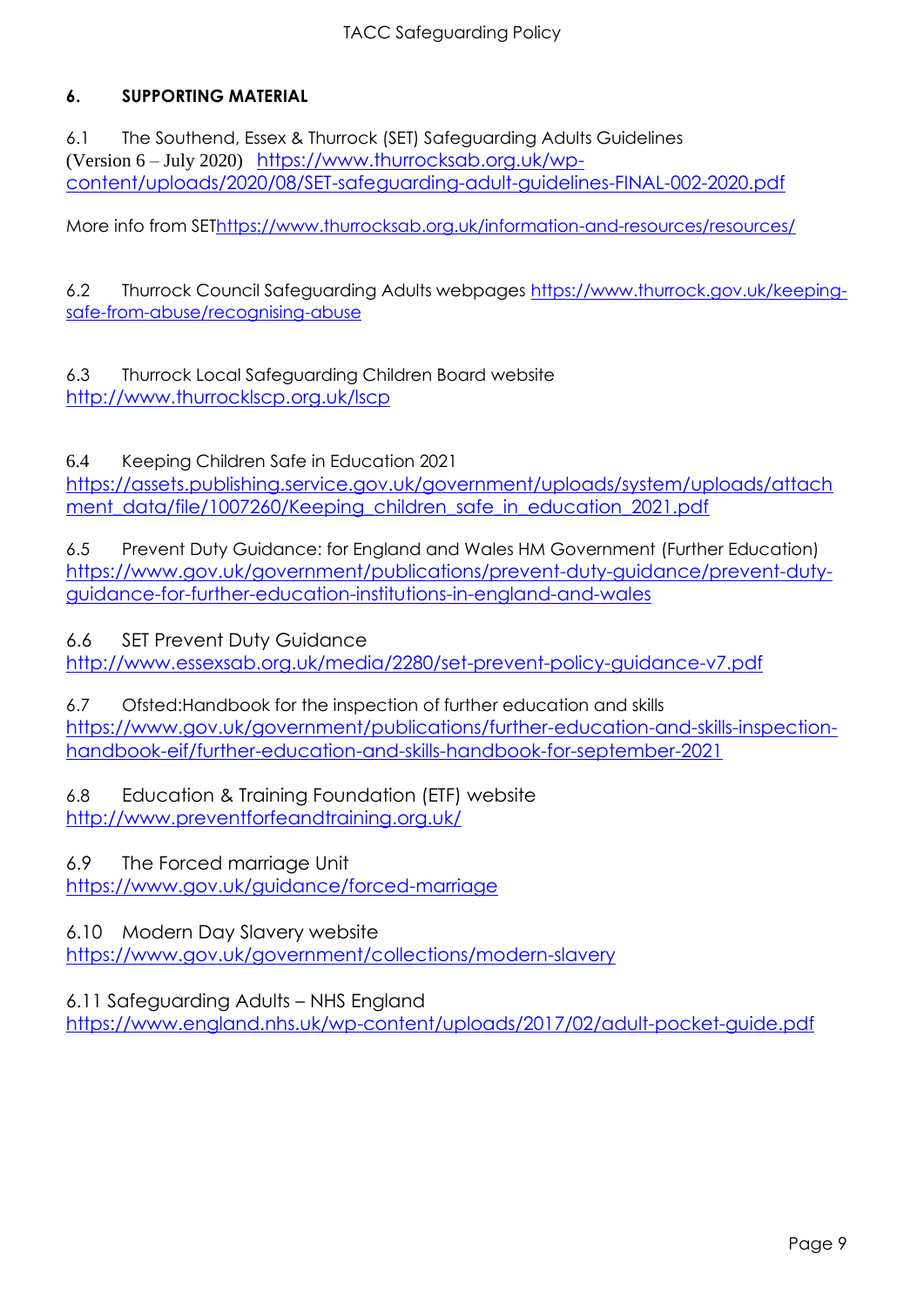## 6. SUPPORTING MATERIAL

6.1 The Southend, Essex & Thurrock (SET) Safeguarding Adults Guidelines (Version 6 – July 2020) https://www.thurrocksab.org.uk/wp-content/uploads/2020/08/SET-safeguarding-adult-guidelines-FINAL-002-2020.pdf

More info from SET https://www.thurrocksab.org.uk/information-and-resources/resources/

6.2 Thurrock Council Safeguarding Adults webpages https://www.thurrock.gov.uk/keeping-safe-from-abuse/recognising-abuse

6.3 Thurrock Local Safeguarding Children Board website http://www.thurrocklscp.org.uk/lscp

6.4 Keeping Children Safe in Education 2021 https://assets.publishing.service.gov.uk/government/uploads/system/uploads/attachment_data/file/1007260/Keeping_children_safe_in_education_2021.pdf

6.5 Prevent Duty Guidance: for England and Wales HM Government (Further Education) https://www.gov.uk/government/publications/prevent-duty-guidance/prevent-duty-guidance-for-further-education-institutions-in-england-and-wales

6.6 SET Prevent Duty Guidance http://www.essexsab.org.uk/media/2280/set-prevent-policy-guidance-v7.pdf

6.7 Ofsted:Handbook for the inspection of further education and skills https://www.gov.uk/government/publications/further-education-and-skills-inspection-handbook-eif/further-education-and-skills-handbook-for-september-2021

6.8 Education & Training Foundation (ETF) website http://www.preventforfeandtraining.org.uk/

6.9 The Forced marriage Unit https://www.gov.uk/guidance/forced-marriage

6.10 Modern Day Slavery website https://www.gov.uk/government/collections/modern-slavery

6.11 Safeguarding Adults – NHS England https://www.england.nhs.uk/wp-content/uploads/2017/02/adult-pocket-guide.pdf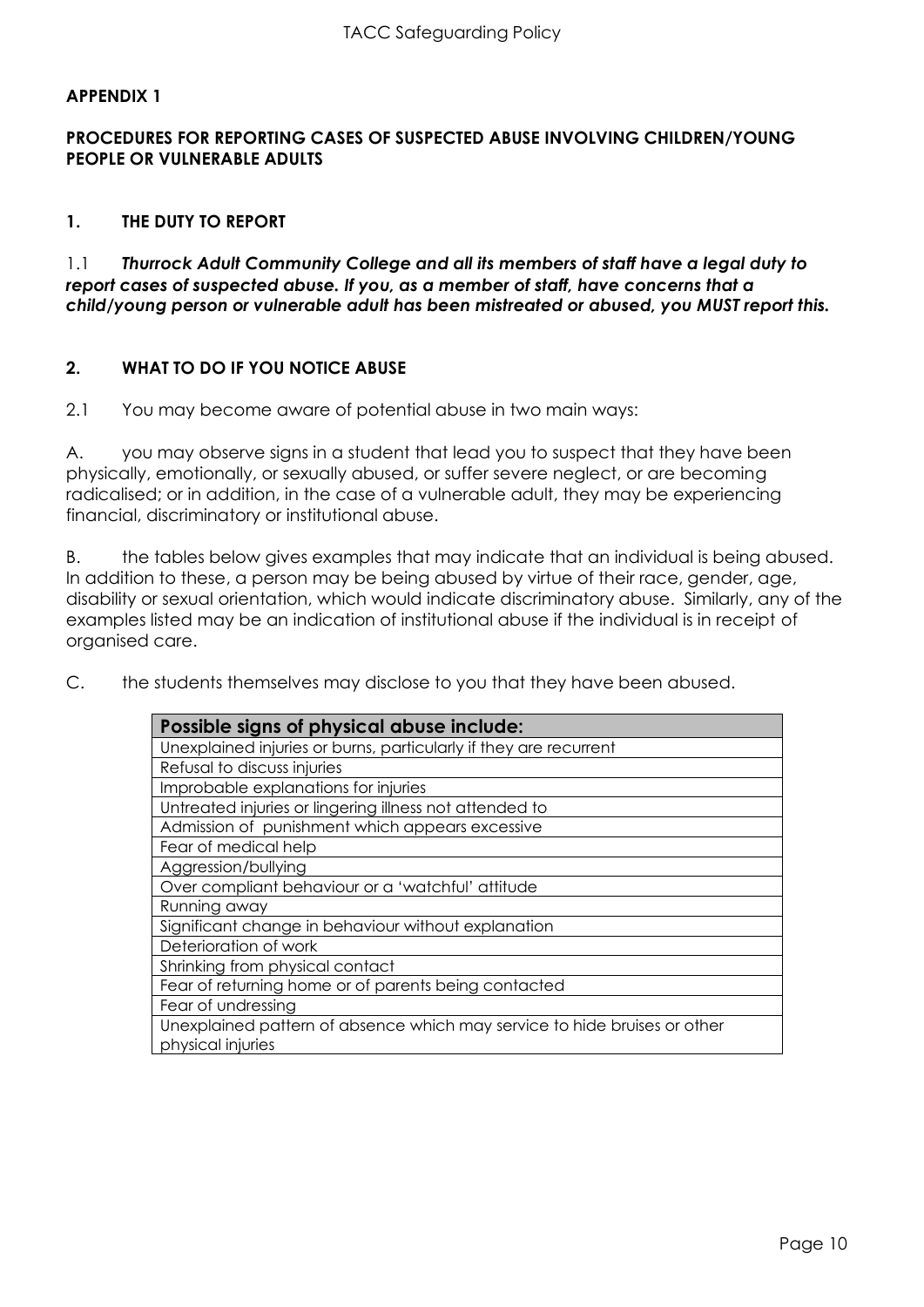## APPENDIX 1

## PROCEDURES FOR REPORTING CASES OF SUSPECTED ABUSE INVOLVING CHILDREN/YOUNG PEOPLE OR VULNERABLE ADULTS

### 1. THE DUTY TO REPORT

1.1 ***Thurrock Adult Community College and all its members of staff have a legal duty to report cases of suspected abuse. If you, as a member of staff, have concerns that a child/young person or vulnerable adult has been mistreated or abused, you MUST report this.***

### 2. WHAT TO DO IF YOU NOTICE ABUSE

2.1 You may become aware of potential abuse in two main ways:

A. you may observe signs in a student that lead you to suspect that they have been physically, emotionally, or sexually abused, or suffer severe neglect, or are becoming radicalised; or in addition, in the case of a vulnerable adult, they may be experiencing financial, discriminatory or institutional abuse.

B. the tables below gives examples that may indicate that an individual is being abused. In addition to these, a person may be being abused by virtue of their race, gender, age, disability or sexual orientation, which would indicate discriminatory abuse. Similarly, any of the examples listed may be an indication of institutional abuse if the individual is in receipt of organised care.

C. the students themselves may disclose to you that they have been abused.

| Possible signs of physical abuse include: |
|---|
| Unexplained injuries or burns, particularly if they are recurrent |
| Refusal to discuss injuries |
| Improbable explanations for injuries |
| Untreated injuries or lingering illness not attended to |
| Admission of punishment which appears excessive |
| Fear of medical help |
| Aggression/bullying |
| Over compliant behaviour or a 'watchful' attitude |
| Running away |
| Significant change in behaviour without explanation |
| Deterioration of work |
| Shrinking from physical contact |
| Fear of returning home or of parents being contacted |
| Fear of undressing |
| Unexplained pattern of absence which may service to hide bruises or other physical injuries |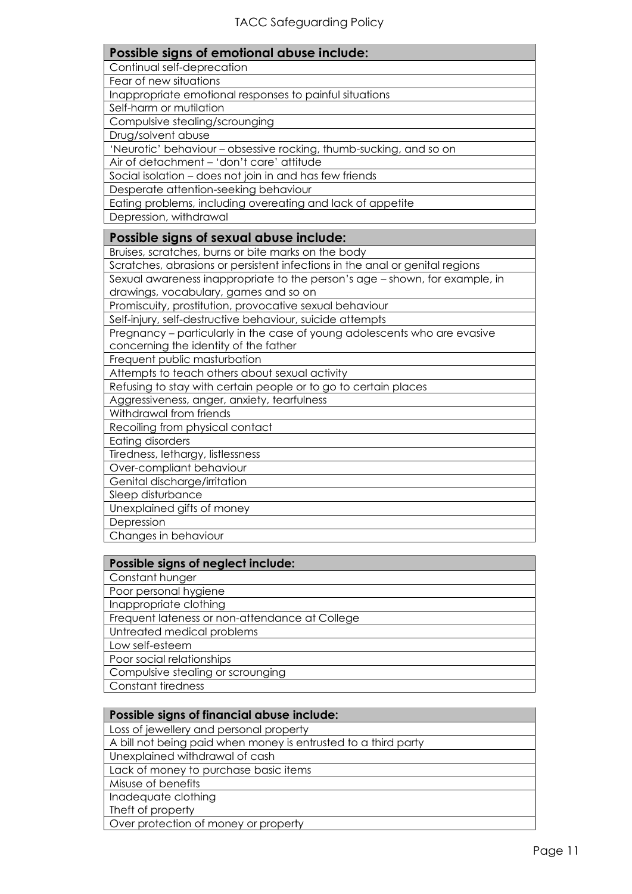| Possible signs of emotional abuse include: |
| --- |
| Continual self-deprecation |
| Fear of new situations |
| Inappropriate emotional responses to painful situations |
| Self-harm or mutilation |
| Compulsive stealing/scrounging |
| Drug/solvent abuse |
| 'Neurotic' behaviour – obsessive rocking, thumb-sucking, and so on |
| Air of detachment – 'don't care' attitude |
| Social isolation – does not join in and has few friends |
| Desperate attention-seeking behaviour |
| Eating problems, including overeating and lack of appetite |
| Depression, withdrawal |

| Possible signs of sexual abuse include: |
| --- |
| Bruises, scratches, burns or bite marks on the body |
| Scratches, abrasions or persistent infections in the anal or genital regions |
| Sexual awareness inappropriate to the person's age – shown, for example, in drawings, vocabulary, games and so on |
| Promiscuity, prostitution, provocative sexual behaviour |
| Self-injury, self-destructive behaviour, suicide attempts |
| Pregnancy – particularly in the case of young adolescents who are evasive concerning the identity of the father |
| Frequent public masturbation |
| Attempts to teach others about sexual activity |
| Refusing to stay with certain people or to go to certain places |
| Aggressiveness, anger, anxiety, tearfulness |
| Withdrawal from friends |
| Recoiling from physical contact |
| Eating disorders |
| Tiredness, lethargy, listlessness |
| Over-compliant behaviour |
| Genital discharge/irritation |
| Sleep disturbance |
| Unexplained gifts of money |
| Depression |
| Changes in behaviour |

| Possible signs of neglect include: |
| --- |
| Constant hunger |
| Poor personal hygiene |
| Inappropriate clothing |
| Frequent lateness or non-attendance at College |
| Untreated medical problems |
| Low self-esteem |
| Poor social relationships |
| Compulsive stealing or scrounging |
| Constant tiredness |

| Possible signs of financial abuse include: |
| --- |
| Loss of jewellery and personal property |
| A bill not being paid when money is entrusted to a third party |
| Unexplained withdrawal of cash |
| Lack of money to purchase basic items |
| Misuse of benefits |
| Inadequate clothing |
| Theft of property |
| Over protection of money or property |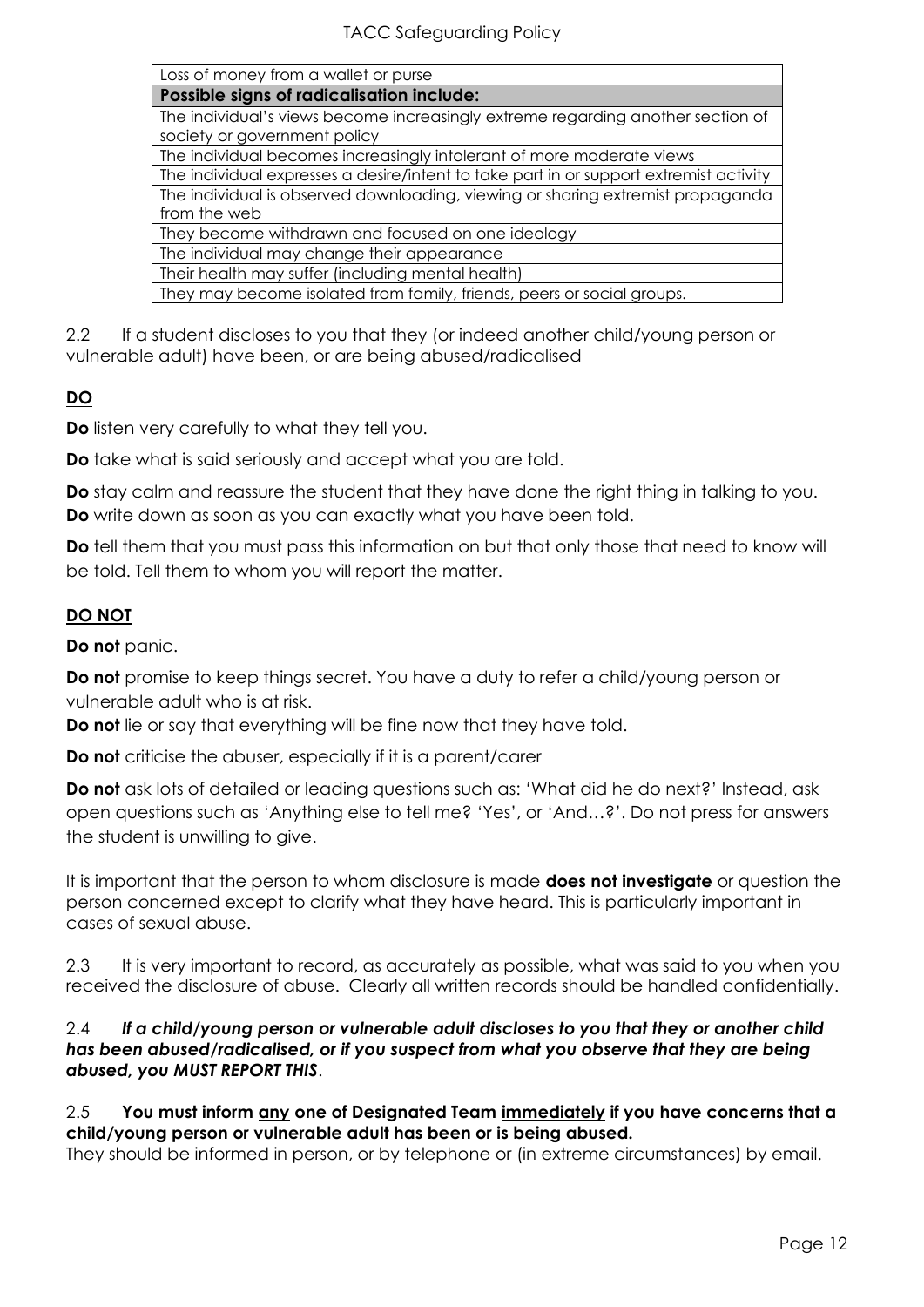| Loss of money from a wallet or purse |
| --- |
| **Possible signs of radicalisation include:** |
| The individual's views become increasingly extreme regarding another section of society or government policy |
| The individual becomes increasingly intolerant of more moderate views |
| The individual expresses a desire/intent to take part in or support extremist activity |
| The individual is observed downloading, viewing or sharing extremist propaganda from the web |
| They become withdrawn and focused on one ideology |
| The individual may change their appearance |
| Their health may suffer (including mental health) |
| They may become isolated from family, friends, peers or social groups. |

2.2 If a student discloses to you that they (or indeed another child/young person or vulnerable adult) have been, or are being abused/radicalised

**DO**

**Do** listen very carefully to what they tell you.

**Do** take what is said seriously and accept what you are told.

**Do** stay calm and reassure the student that they have done the right thing in talking to you.

**Do** write down as soon as you can exactly what you have been told.

**Do** tell them that you must pass this information on but that only those that need to know will be told. Tell them to whom you will report the matter.

**DO NOT**

**Do not** panic.

**Do not** promise to keep things secret. You have a duty to refer a child/young person or vulnerable adult who is at risk.

**Do not** lie or say that everything will be fine now that they have told.

**Do not** criticise the abuser, especially if it is a parent/carer

**Do not** ask lots of detailed or leading questions such as: 'What did he do next?' Instead, ask open questions such as 'Anything else to tell me? 'Yes', or 'And…?'. Do not press for answers the student is unwilling to give.

It is important that the person to whom disclosure is made **does not investigate** or question the person concerned except to clarify what they have heard. This is particularly important in cases of sexual abuse.

2.3 It is very important to record, as accurately as possible, what was said to you when you received the disclosure of abuse. Clearly all written records should be handled confidentially.

2.4 ***If a child/young person or vulnerable adult discloses to you that they or another child has been abused/radicalised, or if you suspect from what you observe that they are being abused, you MUST REPORT THIS***.

2.5 **You must inform any one of Designated Team immediately if you have concerns that a child/young person or vulnerable adult has been or is being abused.**
They should be informed in person, or by telephone or (in extreme circumstances) by email.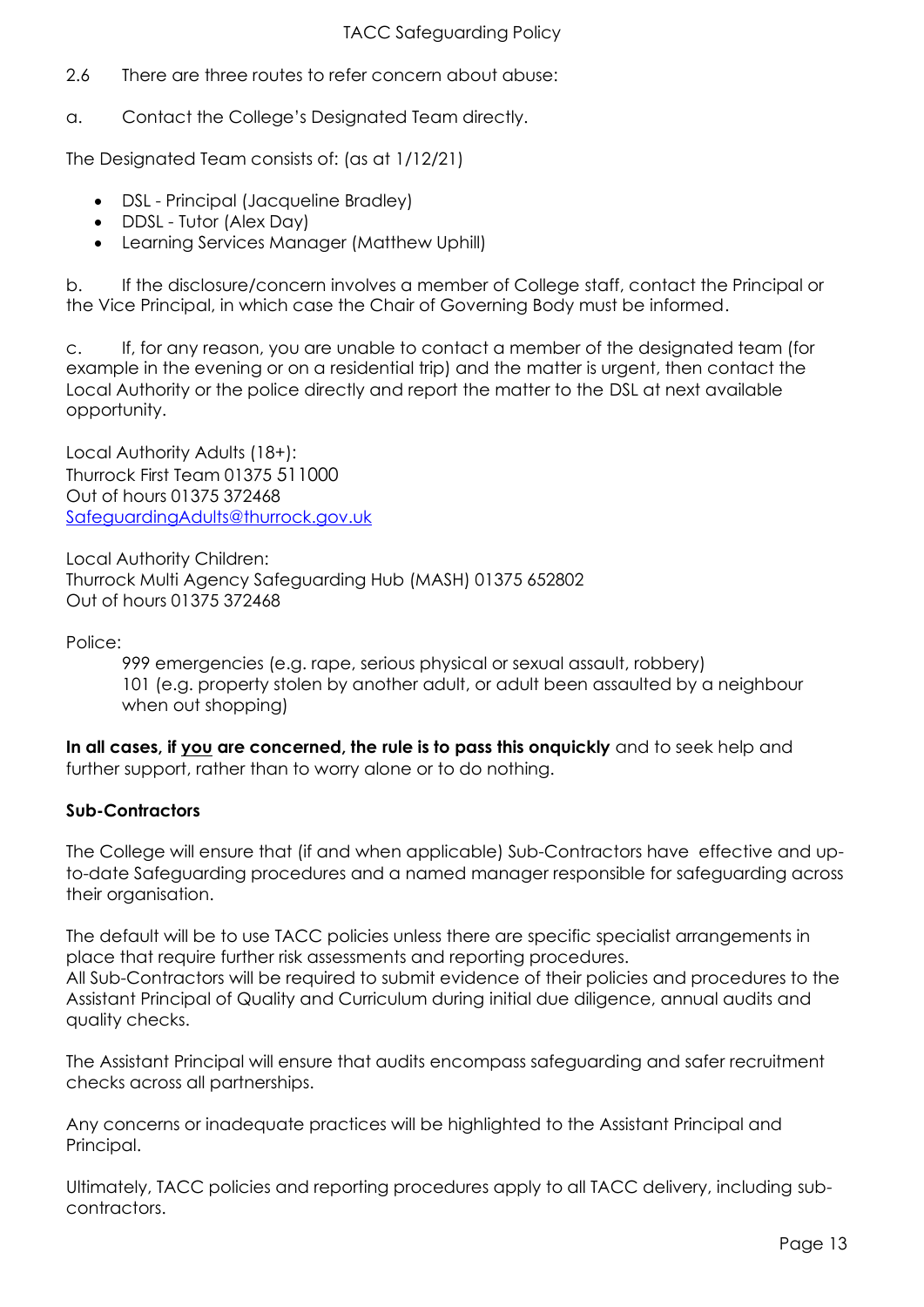2.6 There are three routes to refer concern about abuse:

a. Contact the College's Designated Team directly.

The Designated Team consists of: (as at 1/12/21)

- DSL - Principal (Jacqueline Bradley)
- DDSL - Tutor (Alex Day)
- Learning Services Manager (Matthew Uphill)

b. If the disclosure/concern involves a member of College staff, contact the Principal or the Vice Principal, in which case the Chair of Governing Body must be informed.

c. If, for any reason, you are unable to contact a member of the designated team (for example in the evening or on a residential trip) and the matter is urgent, then contact the Local Authority or the police directly and report the matter to the DSL at next available opportunity.

Local Authority Adults (18+):
Thurrock First Team 01375 511000
Out of hours 01375 372468
SafeguardingAdults@thurrock.gov.uk

Local Authority Children:
Thurrock Multi Agency Safeguarding Hub (MASH) 01375 652802
Out of hours 01375 372468

Police:

999 emergencies (e.g. rape, serious physical or sexual assault, robbery)
101 (e.g. property stolen by another adult, or adult been assaulted by a neighbour when out shopping)

**In all cases, if <u>you</u> are concerned, the rule is to pass this onquickly** and to seek help and further support, rather than to worry alone or to do nothing.

**Sub-Contractors**

The College will ensure that (if and when applicable) Sub-Contractors have effective and up-to-date Safeguarding procedures and a named manager responsible for safeguarding across their organisation.

The default will be to use TACC policies unless there are specific specialist arrangements in place that require further risk assessments and reporting procedures.
All Sub-Contractors will be required to submit evidence of their policies and procedures to the Assistant Principal of Quality and Curriculum during initial due diligence, annual audits and quality checks.

The Assistant Principal will ensure that audits encompass safeguarding and safer recruitment checks across all partnerships.

Any concerns or inadequate practices will be highlighted to the Assistant Principal and Principal.

Ultimately, TACC policies and reporting procedures apply to all TACC delivery, including sub-contractors.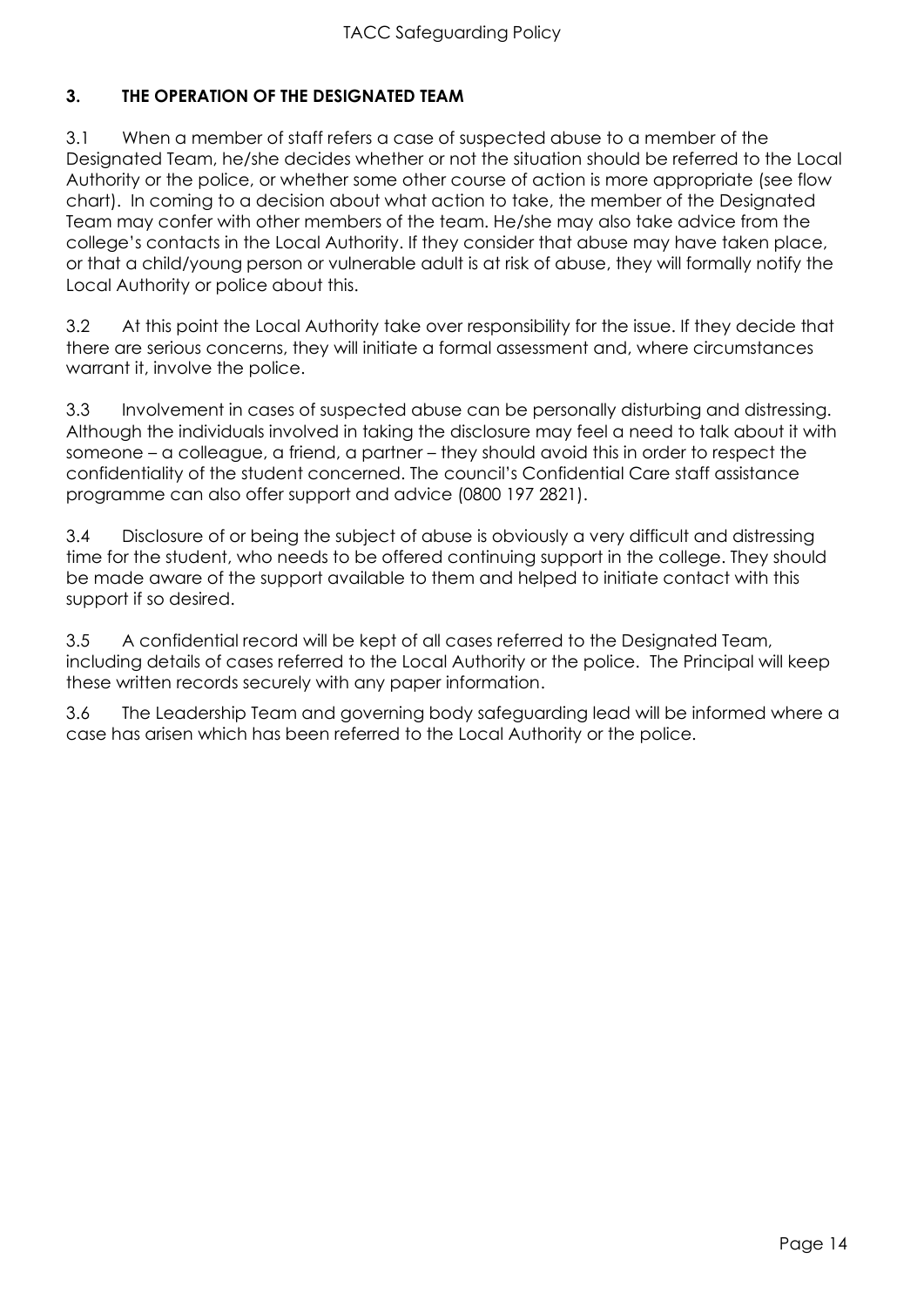## 3. THE OPERATION OF THE DESIGNATED TEAM

3.1 When a member of staff refers a case of suspected abuse to a member of the Designated Team, he/she decides whether or not the situation should be referred to the Local Authority or the police, or whether some other course of action is more appropriate (see flow chart). In coming to a decision about what action to take, the member of the Designated Team may confer with other members of the team. He/she may also take advice from the college's contacts in the Local Authority. If they consider that abuse may have taken place, or that a child/young person or vulnerable adult is at risk of abuse, they will formally notify the Local Authority or police about this.

3.2 At this point the Local Authority take over responsibility for the issue. If they decide that there are serious concerns, they will initiate a formal assessment and, where circumstances warrant it, involve the police.

3.3 Involvement in cases of suspected abuse can be personally disturbing and distressing. Although the individuals involved in taking the disclosure may feel a need to talk about it with someone – a colleague, a friend, a partner – they should avoid this in order to respect the confidentiality of the student concerned. The council's Confidential Care staff assistance programme can also offer support and advice (0800 197 2821).

3.4 Disclosure of or being the subject of abuse is obviously a very difficult and distressing time for the student, who needs to be offered continuing support in the college. They should be made aware of the support available to them and helped to initiate contact with this support if so desired.

3.5 A confidential record will be kept of all cases referred to the Designated Team, including details of cases referred to the Local Authority or the police. The Principal will keep these written records securely with any paper information.

3.6 The Leadership Team and governing body safeguarding lead will be informed where a case has arisen which has been referred to the Local Authority or the police.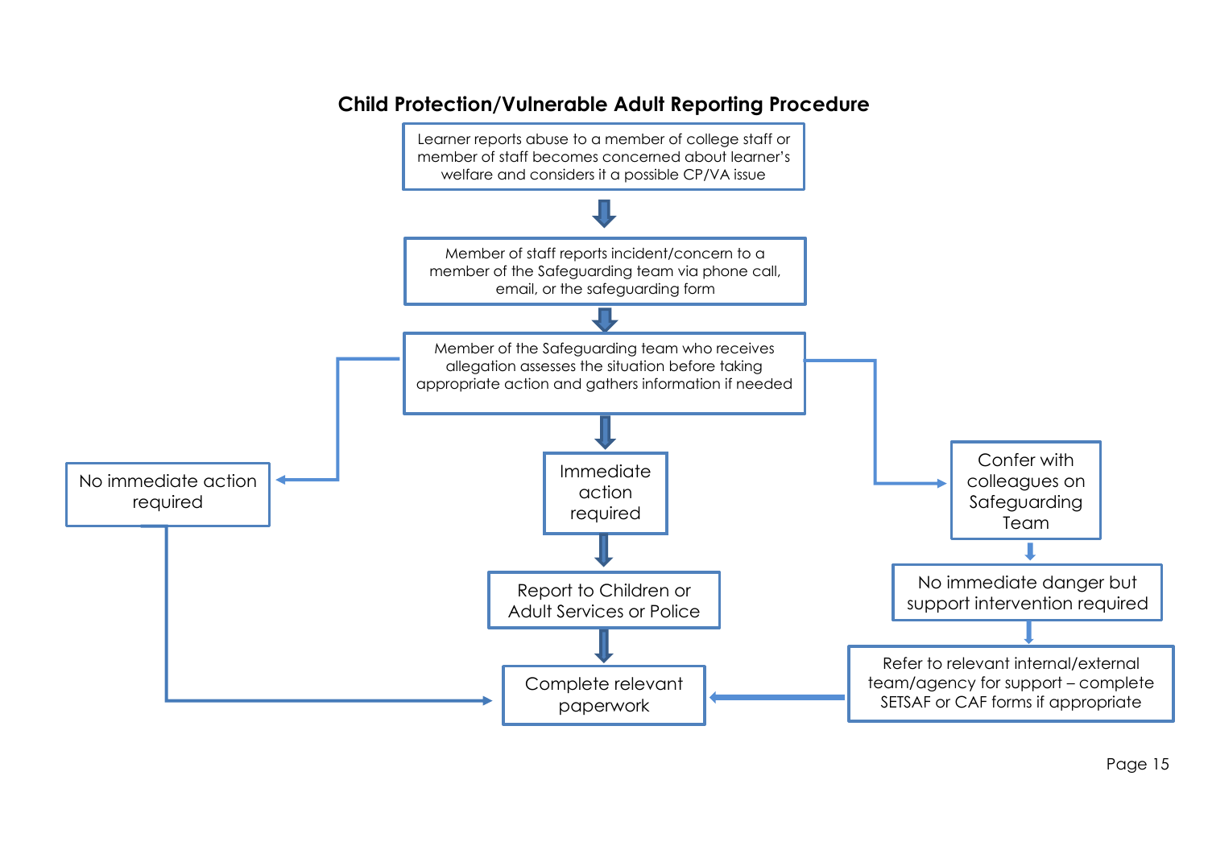## Child Protection/Vulnerable Adult Reporting Procedure

Learner reports abuse to a member of college staff or member of staff becomes concerned about learner's welfare and considers it a possible CP/VA issue

↓

Member of staff reports incident/concern to a member of the Safeguarding team via phone call, email, or the safeguarding form

↓

Member of the Safeguarding team who receives allegation assesses the situation before taking appropriate action and gathers information if needed

- **No immediate action required** → Complete relevant paperwork
- **Immediate action required** → Report to Children or Adult Services or Police → Complete relevant paperwork
- **Confer with colleagues on Safeguarding Team** → No immediate danger but support intervention required → Refer to relevant internal/external team/agency for support – complete SETSAF or CAF forms if appropriate → Complete relevant paperwork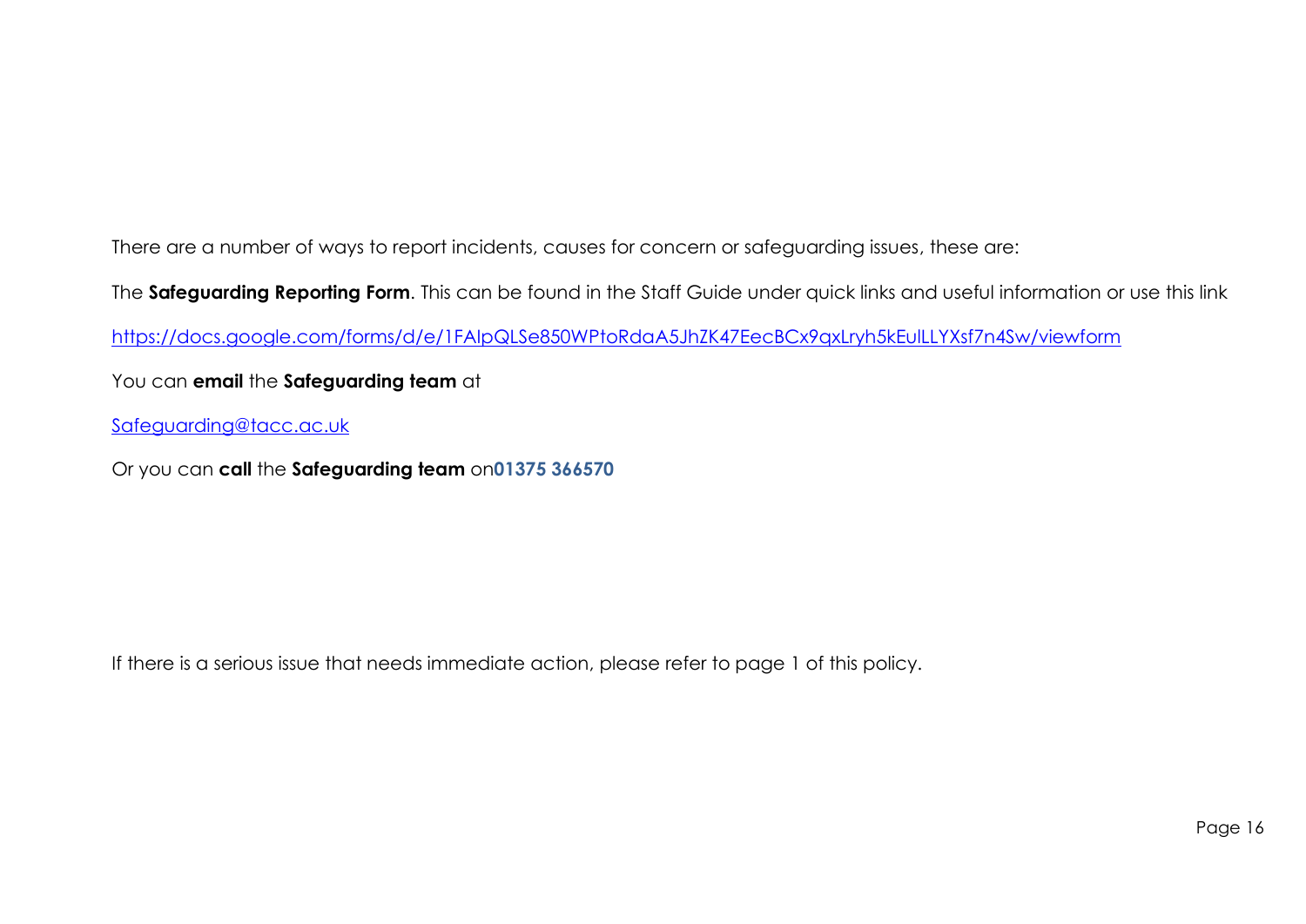There are a number of ways to report incidents, causes for concern or safeguarding issues, these are:

The **Safeguarding Reporting Form**. This can be found in the Staff Guide under quick links and useful information or use this link

https://docs.google.com/forms/d/e/1FAIpQLSe850WPtoRdaA5JhZK47EecBCx9qxLryh5kEulLLYXsf7n4Sw/viewform

You can **email** the **Safeguarding team** at

Safeguarding@tacc.ac.uk

Or you can **call** the **Safeguarding team** on**01375 366570**

If there is a serious issue that needs immediate action, please refer to page 1 of this policy.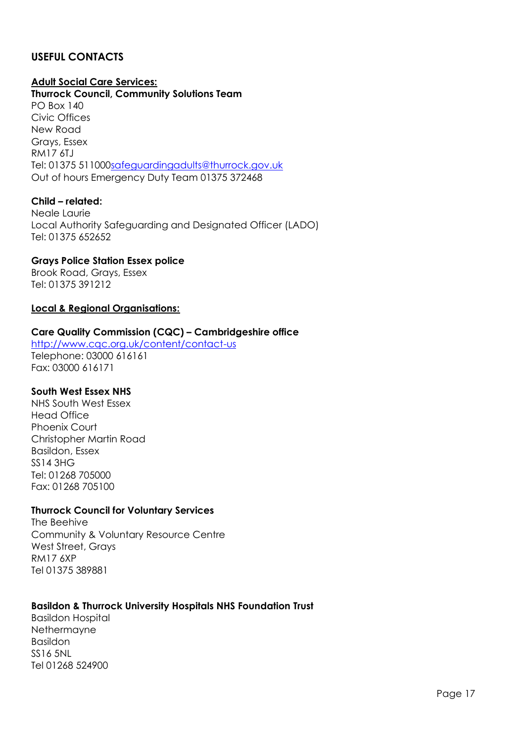## USEFUL CONTACTS

**Adult Social Care Services:**

**Thurrock Council, Community Solutions Team**
PO Box 140
Civic Offices
New Road
Grays, Essex
RM17 6TJ
Tel: 01375 511000safeguardingadults@thurrock.gov.uk
Out of hours Emergency Duty Team 01375 372468

**Child – related:**
Neale Laurie
Local Authority Safeguarding and Designated Officer (LADO)
Tel: 01375 652652

**Grays Police Station Essex police**
Brook Road, Grays, Essex
Tel: 01375 391212

**Local & Regional Organisations:**

**Care Quality Commission (CQC) – Cambridgeshire office**
http://www.cqc.org.uk/content/contact-us
Telephone: 03000 616161
Fax: 03000 616171

**South West Essex NHS**
NHS South West Essex
Head Office
Phoenix Court
Christopher Martin Road
Basildon, Essex
SS14 3HG
Tel: 01268 705000
Fax: 01268 705100

**Thurrock Council for Voluntary Services**
The Beehive
Community & Voluntary Resource Centre
West Street, Grays
RM17 6XP
Tel 01375 389881

**Basildon & Thurrock University Hospitals NHS Foundation Trust**
Basildon Hospital
Nethermayne
Basildon
SS16 5NL
Tel 01268 524900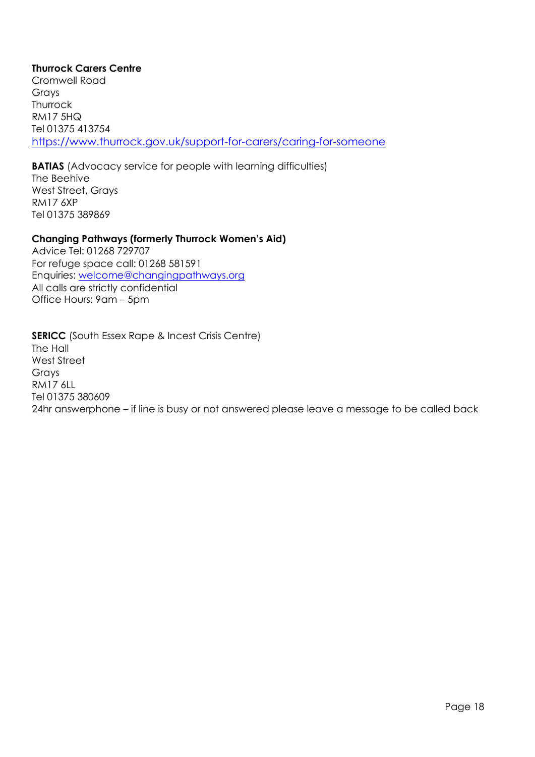**Thurrock Carers Centre**
Cromwell Road
Grays
Thurrock
RM17 5HQ
Tel 01375 413754
https://www.thurrock.gov.uk/support-for-carers/caring-for-someone

**BATIAS** (Advocacy service for people with learning difficulties)
The Beehive
West Street, Grays
RM17 6XP
Tel 01375 389869

**Changing Pathways (formerly Thurrock Women's Aid)**
Advice Tel: 01268 729707
For refuge space call: 01268 581591
Enquiries: welcome@changingpathways.org
All calls are strictly confidential
Office Hours: 9am – 5pm

**SERICC** (South Essex Rape & Incest Crisis Centre)
The Hall
West Street
Grays
RM17 6LL
Tel 01375 380609
24hr answerphone – if line is busy or not answered please leave a message to be called back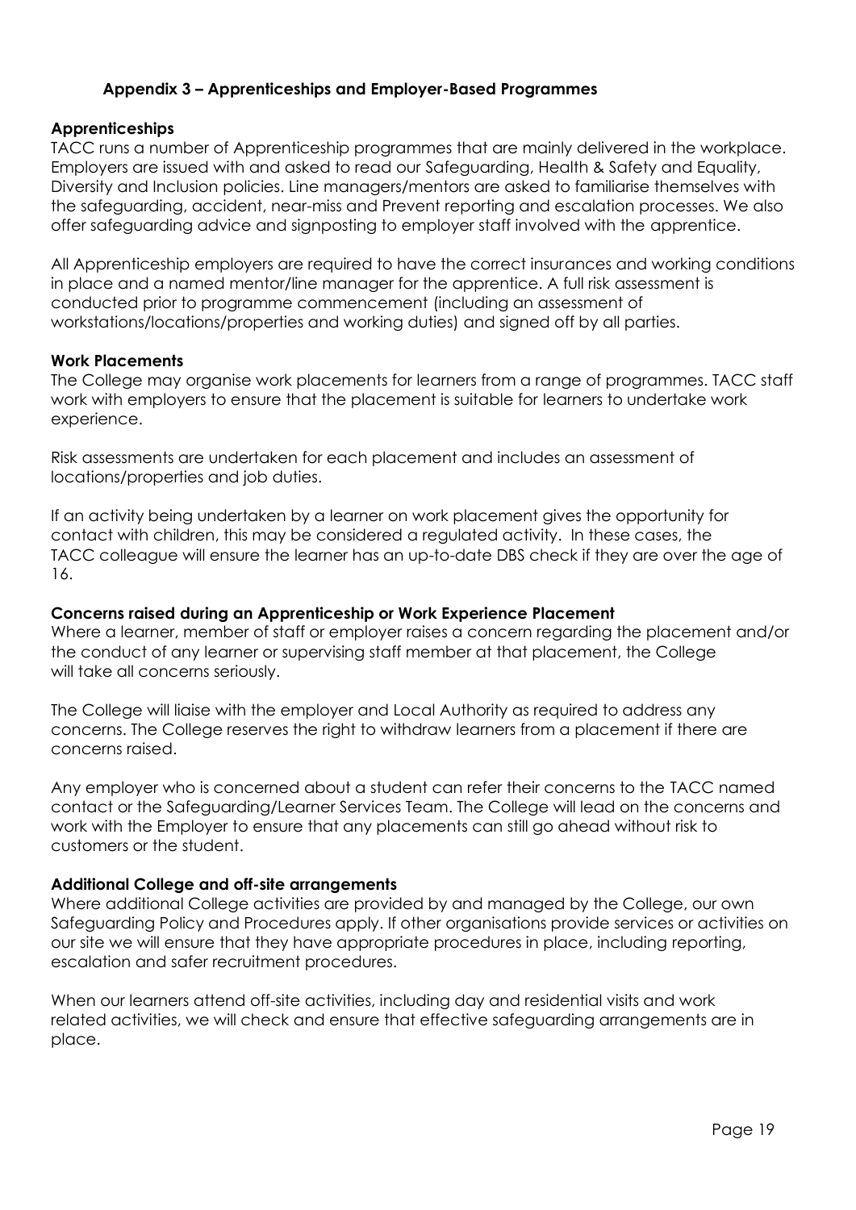## Appendix 3 – Apprenticeships and Employer-Based Programmes

### Apprenticeships

TACC runs a number of Apprenticeship programmes that are mainly delivered in the workplace. Employers are issued with and asked to read our Safeguarding, Health & Safety and Equality, Diversity and Inclusion policies. Line managers/mentors are asked to familiarise themselves with the safeguarding, accident, near-miss and Prevent reporting and escalation processes. We also offer safeguarding advice and signposting to employer staff involved with the apprentice.

All Apprenticeship employers are required to have the correct insurances and working conditions in place and a named mentor/line manager for the apprentice. A full risk assessment is conducted prior to programme commencement (including an assessment of workstations/locations/properties and working duties) and signed off by all parties.

### Work Placements

The College may organise work placements for learners from a range of programmes. TACC staff work with employers to ensure that the placement is suitable for learners to undertake work experience.

Risk assessments are undertaken for each placement and includes an assessment of locations/properties and job duties.

If an activity being undertaken by a learner on work placement gives the opportunity for contact with children, this may be considered a regulated activity. In these cases, the TACC colleague will ensure the learner has an up-to-date DBS check if they are over the age of 16.

### Concerns raised during an Apprenticeship or Work Experience Placement

Where a learner, member of staff or employer raises a concern regarding the placement and/or the conduct of any learner or supervising staff member at that placement, the College will take all concerns seriously.

The College will liaise with the employer and Local Authority as required to address any concerns. The College reserves the right to withdraw learners from a placement if there are concerns raised.

Any employer who is concerned about a student can refer their concerns to the TACC named contact or the Safeguarding/Learner Services Team. The College will lead on the concerns and work with the Employer to ensure that any placements can still go ahead without risk to customers or the student.

### Additional College and off-site arrangements

Where additional College activities are provided by and managed by the College, our own Safeguarding Policy and Procedures apply. If other organisations provide services or activities on our site we will ensure that they have appropriate procedures in place, including reporting, escalation and safer recruitment procedures.

When our learners attend off-site activities, including day and residential visits and work related activities, we will check and ensure that effective safeguarding arrangements are in place.